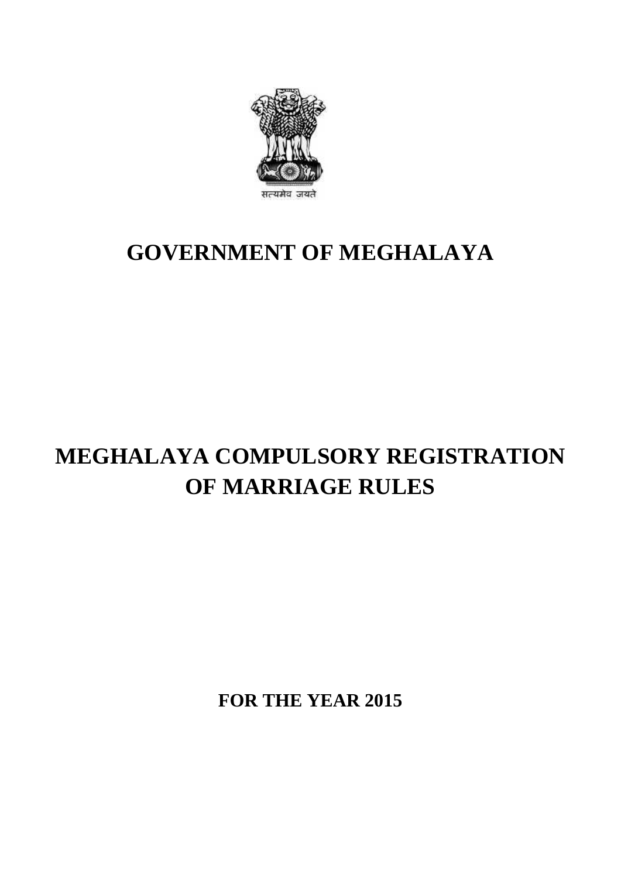सत्यमेव जयते

# GOVERNMENT OF MEGHALAYA

# MEGHALAYA COMPULSORY REGISTRATION OF MARRIAGE RULES

**FOR THE YEAR 2015**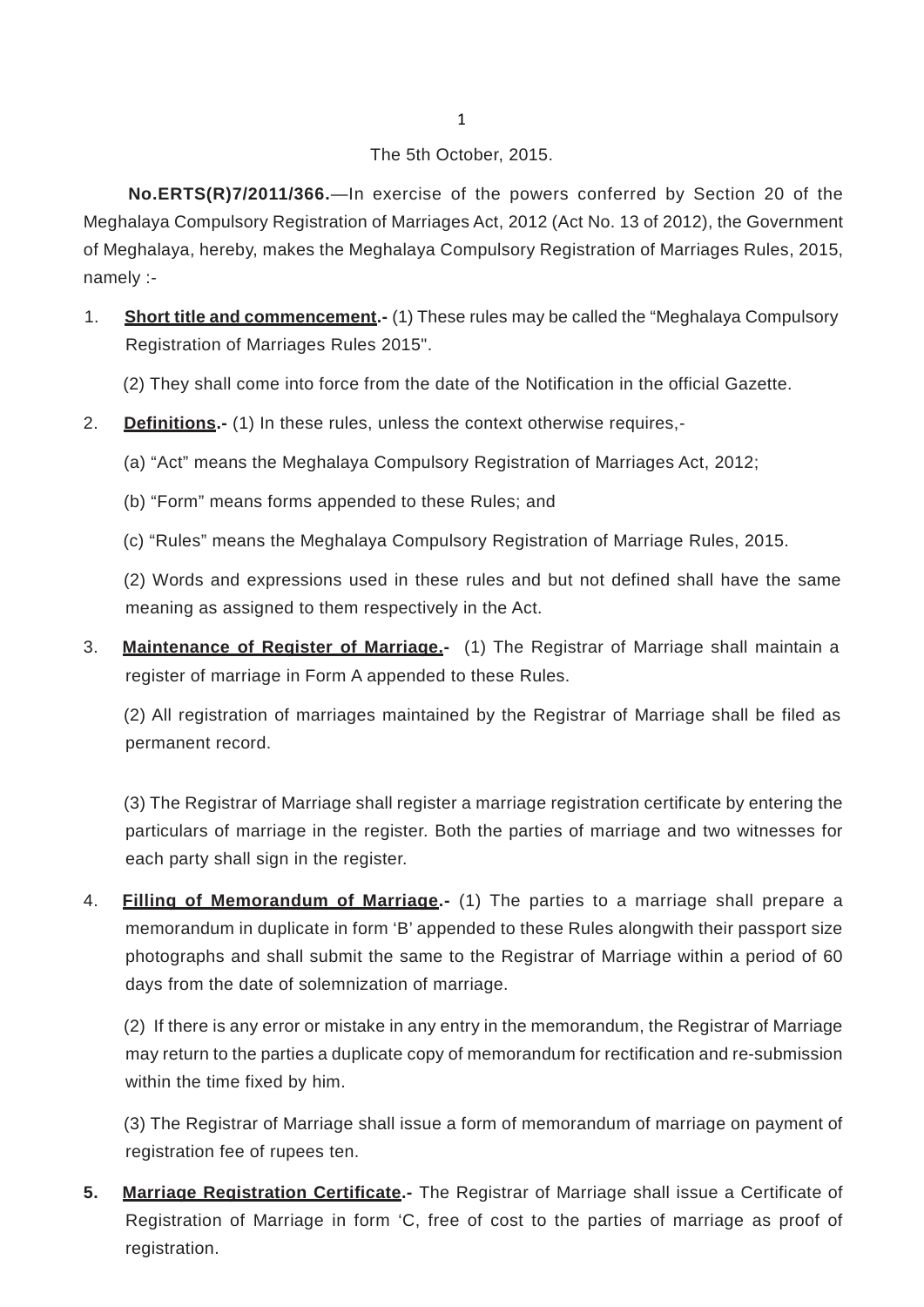The 5th October, 2015.

**No.ERTS(R)7/2011/366.**—In exercise of the powers conferred by Section 20 of the Meghalaya Compulsory Registration of Marriages Act, 2012 (Act No. 13 of 2012), the Government of Meghalaya, hereby, makes the Meghalaya Compulsory Registration of Marriages Rules, 2015, namely :-

1. **Short title and commencement.-** (1) These rules may be called the "Meghalaya Compulsory Registration of Marriages Rules 2015".

   (2) They shall come into force from the date of the Notification in the official Gazette.

2. **Definitions.-** (1) In these rules, unless the context otherwise requires,-

   (a) "Act" means the Meghalaya Compulsory Registration of Marriages Act, 2012;

   (b) "Form" means forms appended to these Rules; and

   (c) "Rules" means the Meghalaya Compulsory Registration of Marriage Rules, 2015.

   (2) Words and expressions used in these rules and but not defined shall have the same meaning as assigned to them respectively in the Act.

3. **Maintenance of Register of Marriage.-** (1) The Registrar of Marriage shall maintain a register of marriage in Form A appended to these Rules.

   (2) All registration of marriages maintained by the Registrar of Marriage shall be filed as permanent record.

   (3) The Registrar of Marriage shall register a marriage registration certificate by entering the particulars of marriage in the register. Both the parties of marriage and two witnesses for each party shall sign in the register.

4. **Filling of Memorandum of Marriage.-** (1) The parties to a marriage shall prepare a memorandum in duplicate in form 'B' appended to these Rules alongwith their passport size photographs and shall submit the same to the Registrar of Marriage within a period of 60 days from the date of solemnization of marriage.

   (2) If there is any error or mistake in any entry in the memorandum, the Registrar of Marriage may return to the parties a duplicate copy of memorandum for rectification and re-submission within the time fixed by him.

   (3) The Registrar of Marriage shall issue a form of memorandum of marriage on payment of registration fee of rupees ten.

5. **Marriage Registration Certificate.-** The Registrar of Marriage shall issue a Certificate of Registration of Marriage in form 'C, free of cost to the parties of marriage as proof of registration.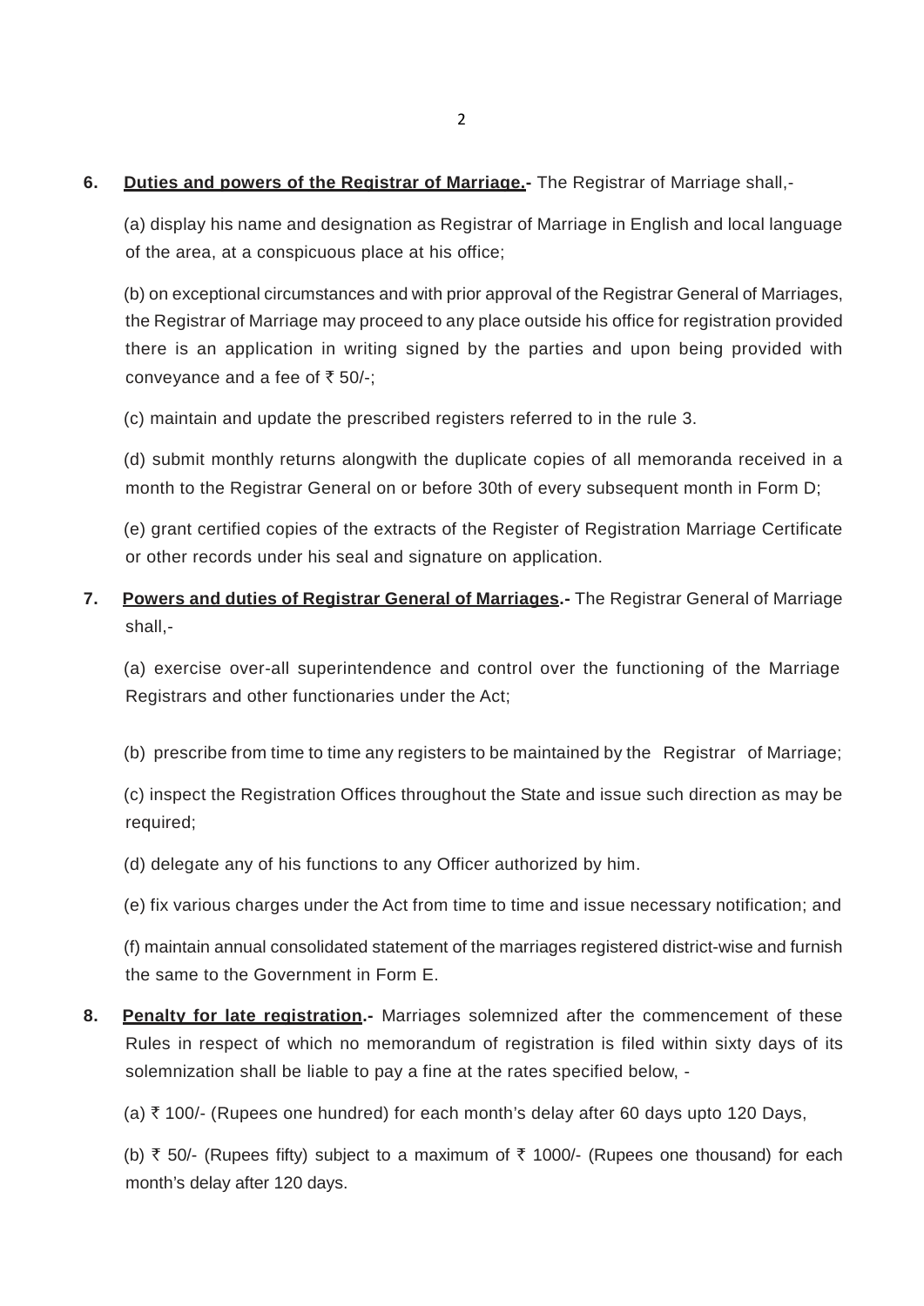**6. <u>Duties and powers of the Registrar of Marriage.</u>-** The Registrar of Marriage shall,-

(a) display his name and designation as Registrar of Marriage in English and local language of the area, at a conspicuous place at his office;

(b) on exceptional circumstances and with prior approval of the Registrar General of Marriages, the Registrar of Marriage may proceed to any place outside his office for registration provided there is an application in writing signed by the parties and upon being provided with conveyance and a fee of ₹ 50/-;

(c) maintain and update the prescribed registers referred to in the rule 3.

(d) submit monthly returns alongwith the duplicate copies of all memoranda received in a month to the Registrar General on or before 30th of every subsequent month in Form D;

(e) grant certified copies of the extracts of the Register of Registration Marriage Certificate or other records under his seal and signature on application.

**7. <u>Powers and duties of Registrar General of Marriages</u>.-** The Registrar General of Marriage shall,-

(a) exercise over-all superintendence and control over the functioning of the Marriage Registrars and other functionaries under the Act;

(b) prescribe from time to time any registers to be maintained by the Registrar of Marriage;

(c) inspect the Registration Offices throughout the State and issue such direction as may be required;

(d) delegate any of his functions to any Officer authorized by him.

(e) fix various charges under the Act from time to time and issue necessary notification; and

(f) maintain annual consolidated statement of the marriages registered district-wise and furnish the same to the Government in Form E.

**8. <u>Penalty for late registration</u>.-** Marriages solemnized after the commencement of these Rules in respect of which no memorandum of registration is filed within sixty days of its solemnization shall be liable to pay a fine at the rates specified below, -

(a) ₹ 100/- (Rupees one hundred) for each month's delay after 60 days upto 120 Days,

(b) ₹ 50/- (Rupees fifty) subject to a maximum of ₹ 1000/- (Rupees one thousand) for each month's delay after 120 days.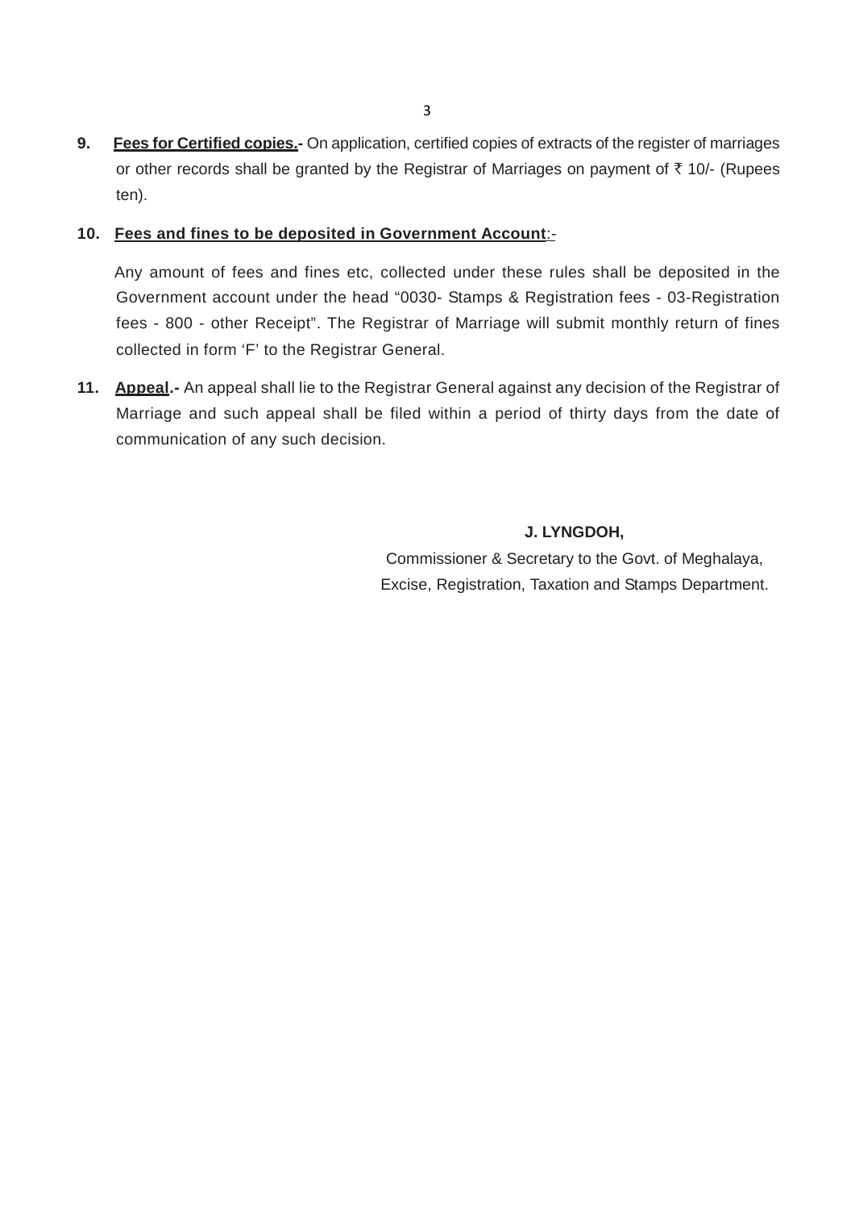**9. Fees for Certified copies.-** On application, certified copies of extracts of the register of marriages or other records shall be granted by the Registrar of Marriages on payment of ₹ 10/- (Rupees ten).

**10. Fees and fines to be deposited in Government Account**:-

Any amount of fees and fines etc, collected under these rules shall be deposited in the Government account under the head "0030- Stamps & Registration fees - 03-Registration fees - 800 - other Receipt". The Registrar of Marriage will submit monthly return of fines collected in form 'F' to the Registrar General.

**11. Appeal.-** An appeal shall lie to the Registrar General against any decision of the Registrar of Marriage and such appeal shall be filed within a period of thirty days from the date of communication of any such decision.

**J. LYNGDOH,**

Commissioner & Secretary to the Govt. of Meghalaya,

Excise, Registration, Taxation and Stamps Department.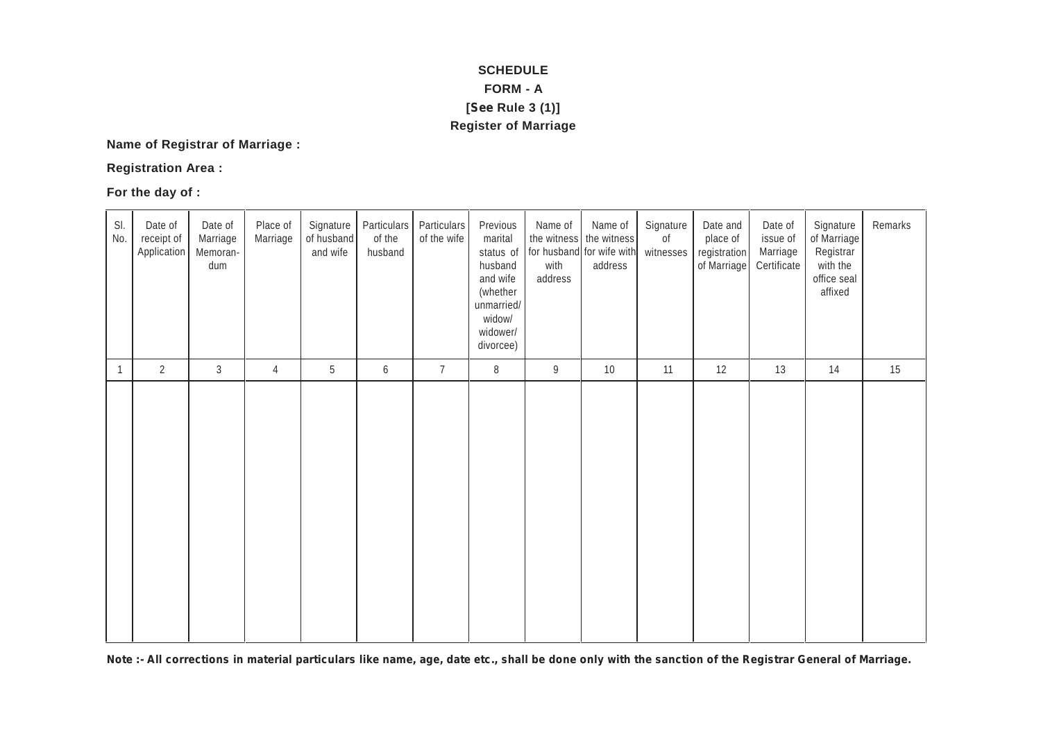**SCHEDULE**

**FORM - A**

**[See Rule 3 (1)]**

**Register of Marriage**

**Name of Registrar of Marriage :**

**Registration Area :**

**For the day of :**

| Sl. No. | Date of receipt of Application | Date of Marriage Memoran-dum | Place of Marriage | Signature of husband and wife | Particulars of the husband | Particulars of the wife | Previous marital status of husband and wife (whether unmarried/ widow/ widower/ divorcee) | Name of the witness for husband with address | Name of the witness for wife with address | Signature of witnesses | Date and place of registration of Marriage | Date of issue of Marriage Certificate | Signature of Marriage Registrar with the office seal affixed | Remarks |
|---|---|---|---|---|---|---|---|---|---|---|---|---|---|---|
| 1 | 2 | 3 | 4 | 5 | 6 | 7 | 8 | 9 | 10 | 11 | 12 | 13 | 14 | 15 |
| | | | | | | | | | | | | | | |

**Note :- All corrections in material particulars like name, age, date etc., shall be done only with the sanction of the Registrar General of Marriage.**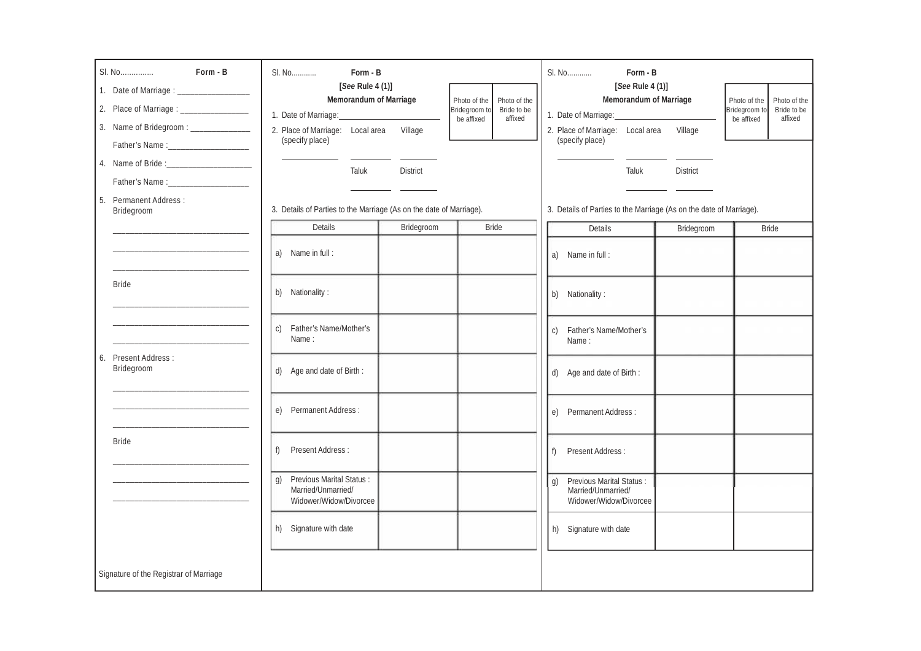Sl. No..............  **Form - B**

1. Date of Marriage : ________________
2. Place of Marriage : _______________
3. Name of Bridegroom : _____________

   Father's Name :__________________
4. Name of Bride :___________________

   Father's Name :__________________
5. Permanent Address :

   Bridegroom

   _______________________________

   _______________________________

   _______________________________

   Bride

   _______________________________

   _______________________________

   _______________________________
6. Present Address :

   Bridegroom

   _______________________________

   _______________________________

   _______________________________

   Bride

   _______________________________

   _______________________________

   _______________________________

Signature of the Registrar of Marriage

---

Sl. No...........  **Form - B**

**[*See* Rule 4 (1)]**

**Memorandum of Marriage**

| Photo of the Bridegroom to be affixed | Photo of the Bride to be affixed |
|---|---|
| | |

1. Date of Marriage:________________________
2. Place of Marriage: (specify place)  Local area  Village

   ____________  ________  ________

   Taluk  District

   ________  ________

3. Details of Parties to the Marriage (As on the date of Marriage).

| Details | Bridegroom | Bride |
|---|---|---|
| a) Name in full : | | |
| b) Nationality : | | |
| c) Father's Name/Mother's Name : | | |
| d) Age and date of Birth : | | |
| e) Permanent Address : | | |
| f) Present Address : | | |
| g) Previous Marital Status : Married/Unmarried/ Widower/Widow/Divorcee | | |
| h) Signature with date | | |

---

Sl. No...........  **Form - B**

**[*See* Rule 4 (1)]**

**Memorandum of Marriage**

| Photo of the Bridegroom to be affixed | Photo of the Bride to be affixed |
|---|---|
| | |

1. Date of Marriage:________________________
2. Place of Marriage: (specify place)  Local area  Village

   ____________  ________  ________

   Taluk  District

   ________  ________

3. Details of Parties to the Marriage (As on the date of Marriage).

| Details | Bridegroom | Bride |
|---|---|---|
| a) Name in full : | | |
| b) Nationality : | | |
| c) Father's Name/Mother's Name : | | |
| d) Age and date of Birth : | | |
| e) Permanent Address : | | |
| f) Present Address : | | |
| g) Previous Marital Status : Married/Unmarried/ Widower/Widow/Divorcee | | |
| h) Signature with date | | |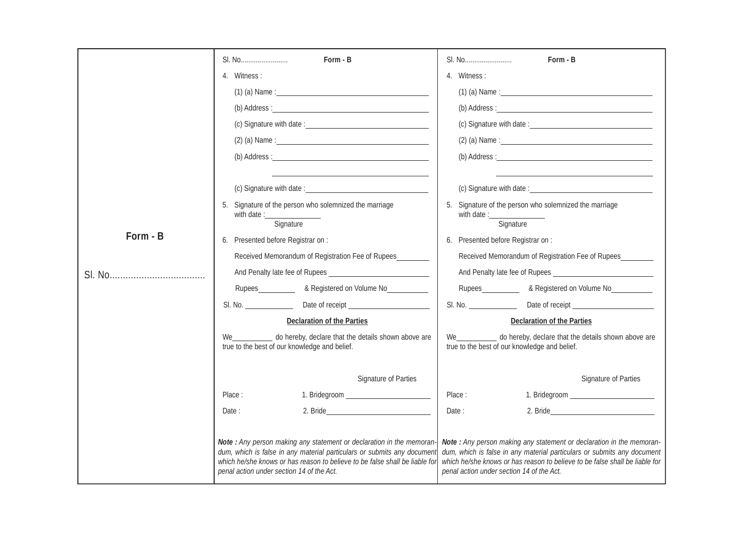Form - B

Sl. No....................................

Sl. No.........................

**Form - B**

4. Witness :

   (1) (a) Name : ________________________________

   (b) Address : ________________________________

   (c) Signature with date : ________________________

   (2) (a) Name : ________________________________

   (b) Address : ________________________________

   ________________________________

   (c) Signature with date : ________________________

5. Signature of the person who solemnized the marriage with date : ______________

   Signature

6. Presented before Registrar on :

   Received Memorandum of Registration Fee of Rupees ________

   And Penalty late fee of Rupees ________________________

   Rupees __________ & Registered on Volume No __________

Sl. No. ____________ Date of receipt ____________________

**Declaration of the Parties**

We __________ do hereby, declare that the details shown above are true to the best of our knowledge and belief.

Signature of Parties

Place : 1. Bridegroom ______________________

Date : 2. Bride ___________________________

***Note :*** *Any person making any statement or declaration in the memorandum, which is false in any material particulars or submits any document which he/she knows or has reason to believe to be false shall be liable for penal action under section 14 of the Act.*

Sl. No.........................

**Form - B**

4. Witness :

   (1) (a) Name : ________________________________

   (b) Address : ________________________________

   (c) Signature with date : ________________________

   (2) (a) Name : ________________________________

   (b) Address : ________________________________

   ________________________________

   (c) Signature with date : ________________________

5. Signature of the person who solemnized the marriage with date : ______________

   Signature

6. Presented before Registrar on :

   Received Memorandum of Registration Fee of Rupees ________

   And Penalty late fee of Rupees ________________________

   Rupees __________ & Registered on Volume No __________

Sl. No. ____________ Date of receipt ____________________

**Declaration of the Parties**

We __________ do hereby, declare that the details shown above are true to the best of our knowledge and belief.

Signature of Parties

Place : 1. Bridegroom ______________________

Date : 2. Bride ___________________________

***Note :*** *Any person making any statement or declaration in the memorandum, which is false in any material particulars or submits any document which he/she knows or has reason to believe to be false shall be liable for penal action under section 14 of the Act.*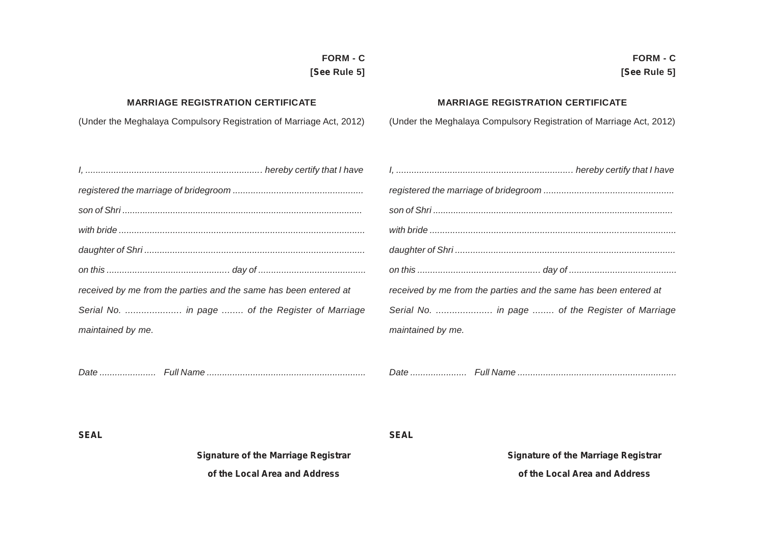**FORM - C**
**[See Rule 5]**

## MARRIAGE REGISTRATION CERTIFICATE

(Under the Meghalaya Compulsory Registration of Marriage Act, 2012)

*I, ..................................................................... hereby certify that I have registered the marriage of bridegroom ................................................... son of Shri .............................................................................................. with bride ................................................................................................ daughter of Shri ..................................................................................... on this ................................................ day of .......................................... received by me from the parties and the same has been entered at Serial No. ..................... in page ........ of the Register of Marriage maintained by me.*

*Date ...................... Full Name ..............................................................*

**SEAL**

**Signature of the Marriage Registrar**
**of the Local Area and Address**

---

**FORM - C**
**[See Rule 5]**

## MARRIAGE REGISTRATION CERTIFICATE

(Under the Meghalaya Compulsory Registration of Marriage Act, 2012)

*I, ..................................................................... hereby certify that I have registered the marriage of bridegroom ................................................... son of Shri .............................................................................................. with bride ................................................................................................ daughter of Shri ..................................................................................... on this ................................................ day of .......................................... received by me from the parties and the same has been entered at Serial No. ..................... in page ........ of the Register of Marriage maintained by me.*

*Date ...................... Full Name ..............................................................*

**SEAL**

**Signature of the Marriage Registrar**
**of the Local Area and Address**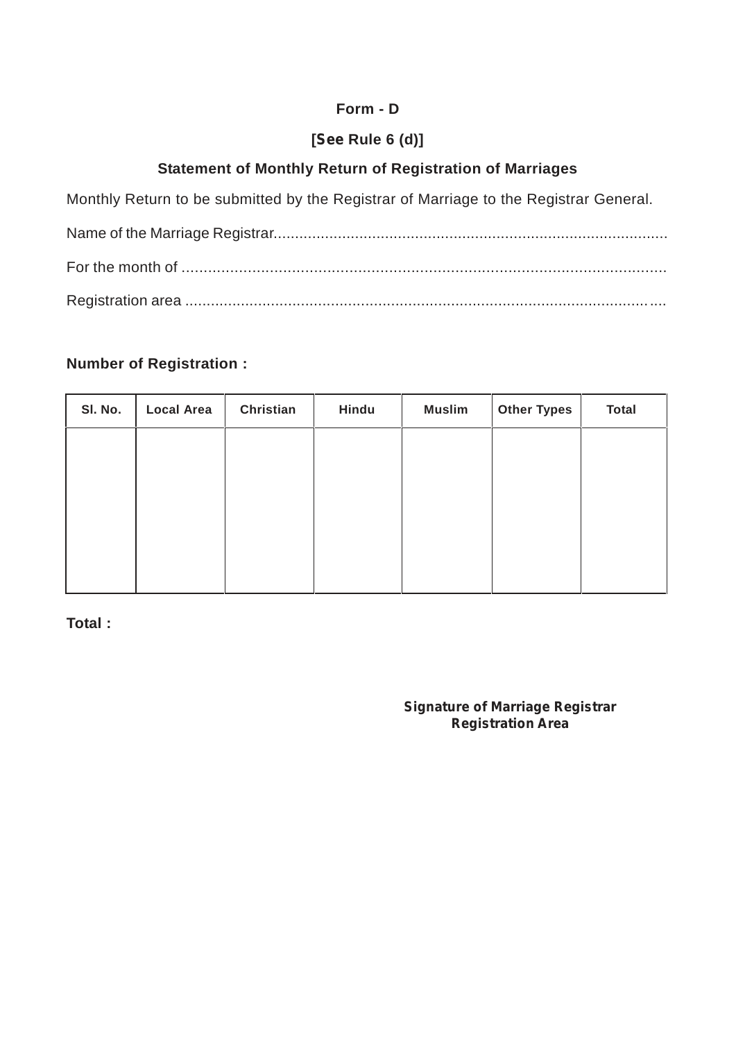**Form - D**

**[See Rule 6 (d)]**

**Statement of Monthly Return of Registration of Marriages**

Monthly Return to be submitted by the Registrar of Marriage to the Registrar General.

Name of the Marriage Registrar..........................................................................................

For the month of ..............................................................................................................

Registration area ............................................................................................................

**Number of Registration :**

| Sl. No. | Local Area | Christian | Hindu | Muslim | Other Types | Total |
|---|---|---|---|---|---|---|
| | | | | | | |

**Total :**

**Signature of Marriage Registrar**
**Registration Area**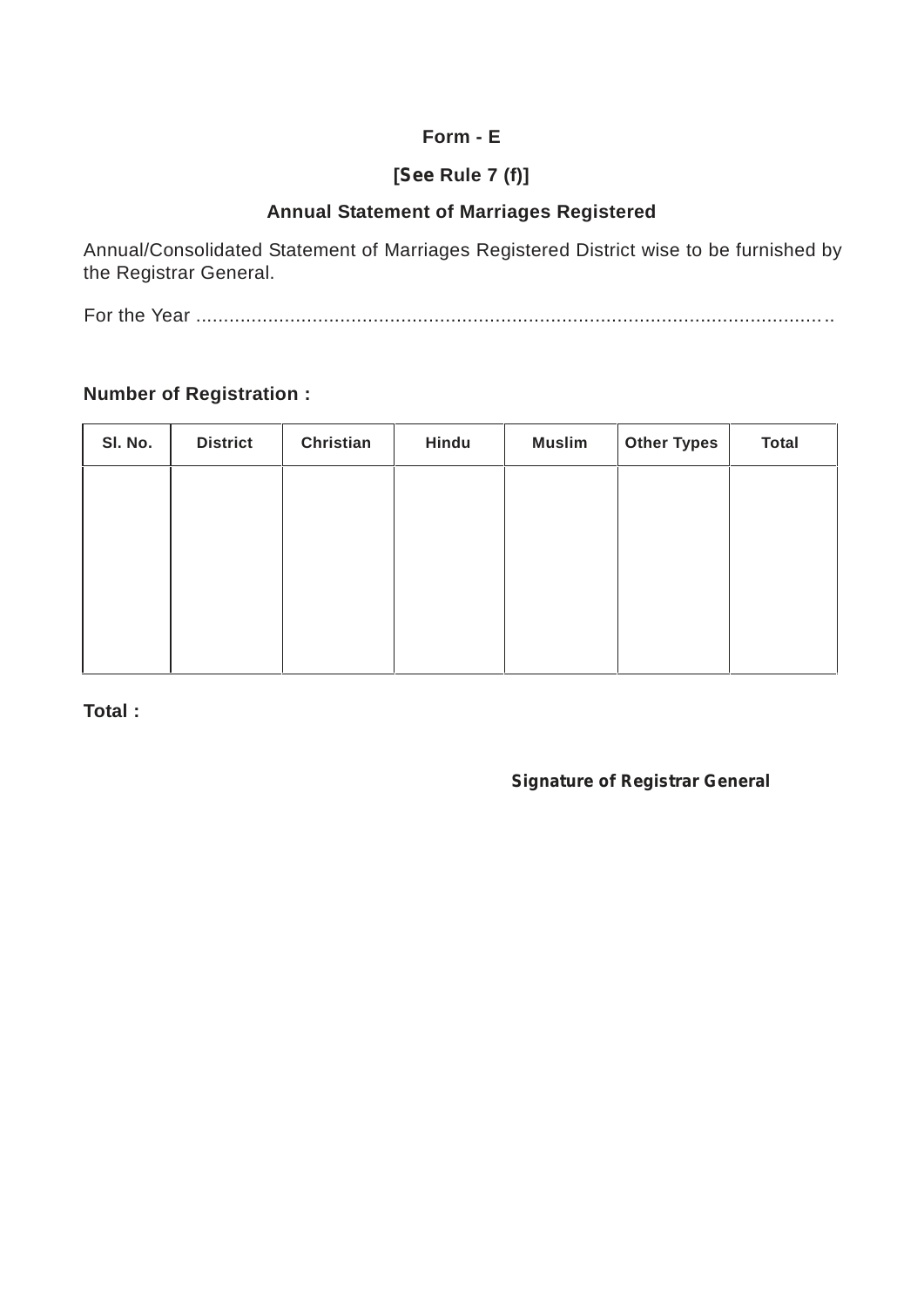**Form - E**

**[See Rule 7 (f)]**

**Annual Statement of Marriages Registered**

Annual/Consolidated Statement of Marriages Registered District wise to be furnished by the Registrar General.

For the Year ...................................................................................................................

**Number of Registration :**

| Sl. No. | District | Christian | Hindu | Muslim | Other Types | Total |
|---|---|---|---|---|---|---|
| | | | | | | |

**Total :**

**Signature of Registrar General**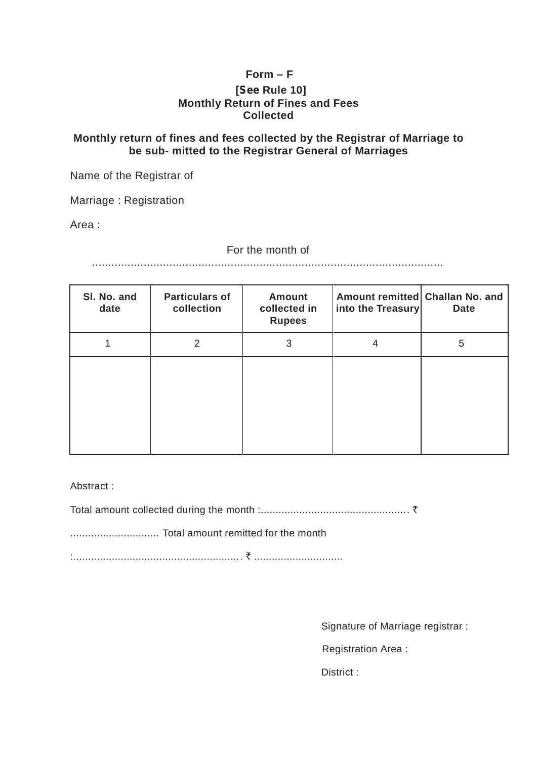**Form – F**

**[*See* Rule 10]**

**Monthly Return of Fines and Fees Collected**

**Monthly return of fines and fees collected by the Registrar of Marriage to be sub- mitted to the Registrar General of Marriages**

Name of the Registrar of

Marriage : Registration

Area :

For the month of ..............................................................................................................

| Sl. No. and date | Particulars of collection | Amount collected in Rupees | Amount remitted into the Treasury | Challan No. and Date |
|---|---|---|---|---|
| 1 | 2 | 3 | 4 | 5 |
| | | | | |

Abstract :

Total amount collected during the month :.................................................. ₹ .............................. Total amount remitted for the month :......................................................... ₹ ..............................

Signature of Marriage registrar :

Registration Area :

District :